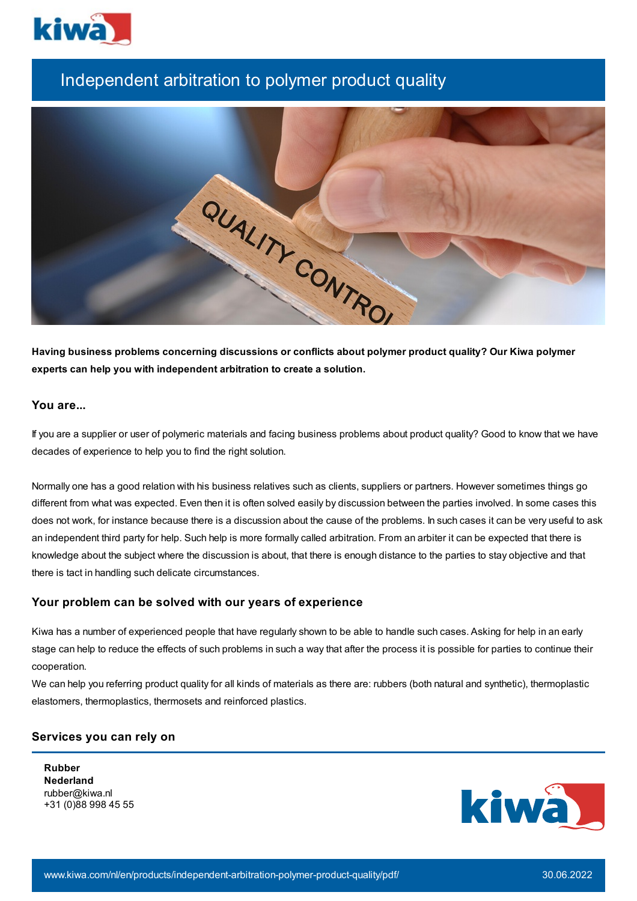# Independent arbitration to polymer product quality

**Having business problems concerning discussions or conflicts about polymer product quality? Our Kiwa polymer experts can help you with independent arbitration to create a solution.**

## You are...

If you are a supplier or user of polymeric materials and facing business problems about product quality? Good to know that we have decades of experience to help you to find the right solution.

Normally one has a good relation with his business relatives such as clients, suppliers or partners. However sometimes things go different from what was expected. Even then it is often solved easily by discussion between the parties involved. In some cases this does not work, for instance because there is a discussion about the cause of the problems. In such cases it can be very useful to ask an independent third party for help. Such help is more formally called arbitration. From an arbiter it can be expected that there is knowledge about the subject where the discussion is about, that there is enough distance to the parties to stay objective and that there is tact in handling such delicate circumstances.

## Your problem can be solved with our years of experience

Kiwa has a number of experienced people that have regularly shown to be able to handle such cases. Asking for help in an early stage can help to reduce the effects of such problems in such a way that after the process it is possible for parties to continue their cooperation.

We can help you referring product quality for all kinds of materials as there are: rubbers (both natural and synthetic), thermoplastic elastomers, thermoplastics, thermosets and reinforced plastics.

## Services you can rely on

**Rubber**
**Nederland**
rubber@kiwa.nl
+31 (0)88 998 45 55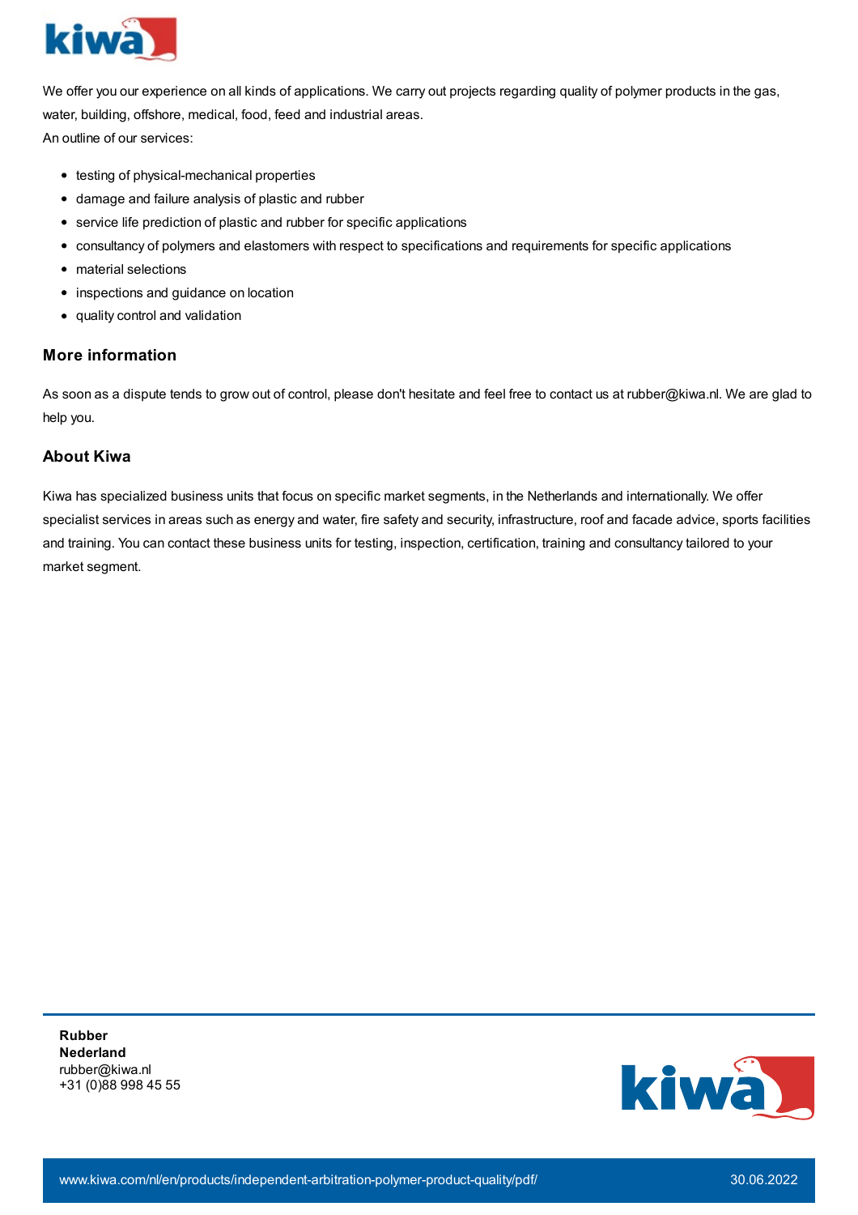We offer you our experience on all kinds of applications. We carry out projects regarding quality of polymer products in the gas, water, building, offshore, medical, food, feed and industrial areas.
An outline of our services:

- testing of physical-mechanical properties
- damage and failure analysis of plastic and rubber
- service life prediction of plastic and rubber for specific applications
- consultancy of polymers and elastomers with respect to specifications and requirements for specific applications
- material selections
- inspections and guidance on location
- quality control and validation

## More information

As soon as a dispute tends to grow out of control, please don't hesitate and feel free to contact us at rubber@kiwa.nl. We are glad to help you.

## About Kiwa

Kiwa has specialized business units that focus on specific market segments, in the Netherlands and internationally. We offer specialist services in areas such as energy and water, fire safety and security, infrastructure, roof and facade advice, sports facilities and training. You can contact these business units for testing, inspection, certification, training and consultancy tailored to your market segment.

**Rubber**
**Nederland**
rubber@kiwa.nl
+31 (0)88 998 45 55